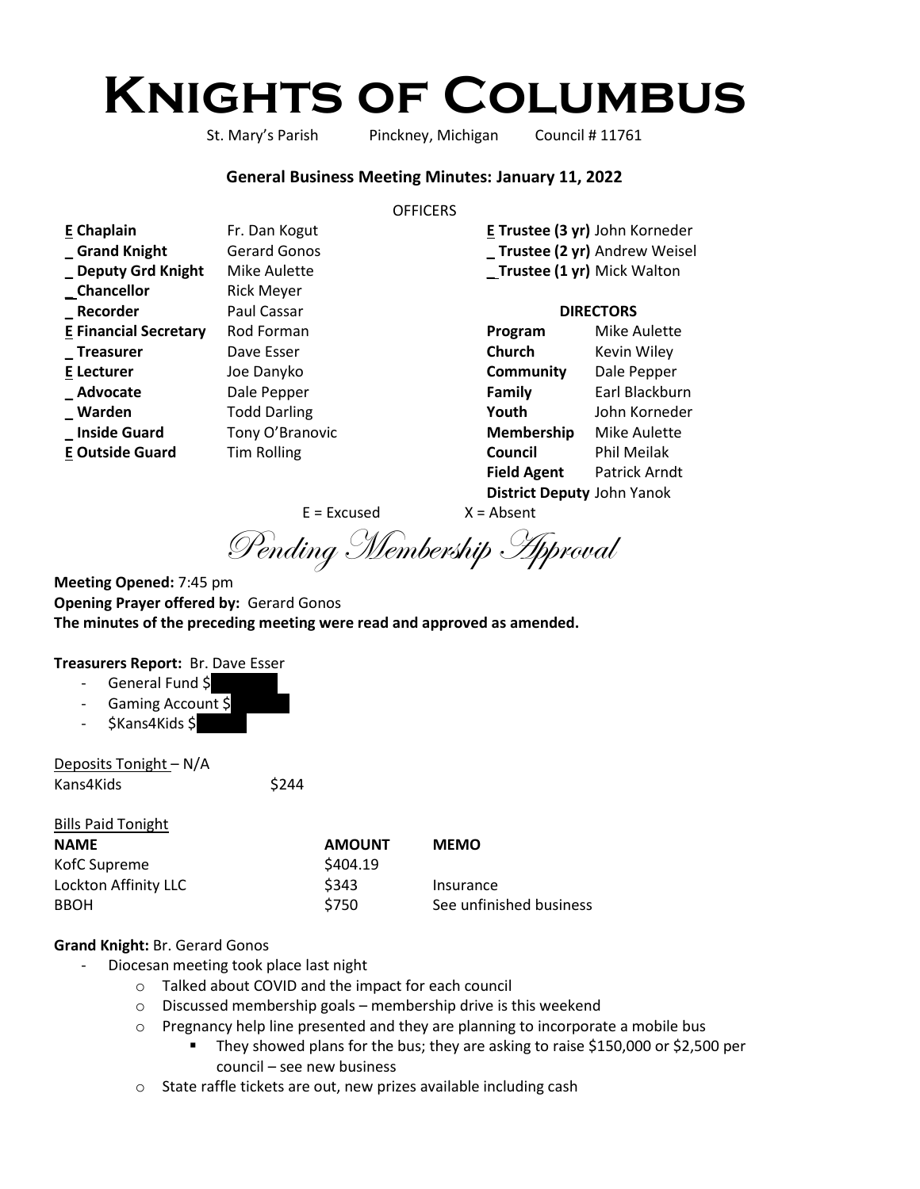# Knights of Columbus

St. Mary's Parish Pinckney, Michigan Council # 11761

**General Business Meeting Minutes: January 11, 2022**

OFFICERS

| Office | Name |
| --- | --- |
| **E Chaplain** | Fr. Dan Kogut |
| **_ Grand Knight** | Gerard Gonos |
| **_ Deputy Grd Knight** | Mike Aulette |
| **_Chancellor** | Rick Meyer |
| **_ Recorder** | Paul Cassar |
| **E Financial Secretary** | Rod Forman |
| **_ Treasurer** | Dave Esser |
| **E Lecturer** | Joe Danyko |
| **_ Advocate** | Dale Pepper |
| **_ Warden** | Todd Darling |
| **_ Inside Guard** | Tony O'Branovic |
| **E Outside Guard** | Tim Rolling |
| **E Trustee (3 yr)** | John Korneder |
| **_ Trustee (2 yr)** | Andrew Weisel |
| **_Trustee (1 yr)** | Mick Walton |

**DIRECTORS**

| Director | Name |
| --- | --- |
| **Program** | Mike Aulette |
| **Church** | Kevin Wiley |
| **Community** | Dale Pepper |
| **Family** | Earl Blackburn |
| **Youth** | John Korneder |
| **Membership** | Mike Aulette |
| **Council** | Phil Meilak |
| **Field Agent** | Patrick Arndt |
| **District Deputy** | John Yanok |

E = Excused X = Absent

*Pending Membership Approval*

**Meeting Opened:** 7:45 pm
**Opening Prayer offered by:** Gerard Gonos
**The minutes of the preceding meeting were read and approved as amended.**

**Treasurers Report:** Br. Dave Esser
- General Fund $
- Gaming Account $
- $Kans4Kids $

Deposits Tonight – N/A
Kans4Kids $244

Bills Paid Tonight

| NAME | AMOUNT | MEMO |
| --- | --- | --- |
| KofC Supreme | $404.19 | |
| Lockton Affinity LLC | $343 | Insurance |
| BBOH | $750 | See unfinished business |

**Grand Knight:** Br. Gerard Gonos
- Diocesan meeting took place last night
  - Talked about COVID and the impact for each council
  - Discussed membership goals – membership drive is this weekend
  - Pregnancy help line presented and they are planning to incorporate a mobile bus
    - They showed plans for the bus; they are asking to raise $150,000 or $2,500 per council – see new business
  - State raffle tickets are out, new prizes available including cash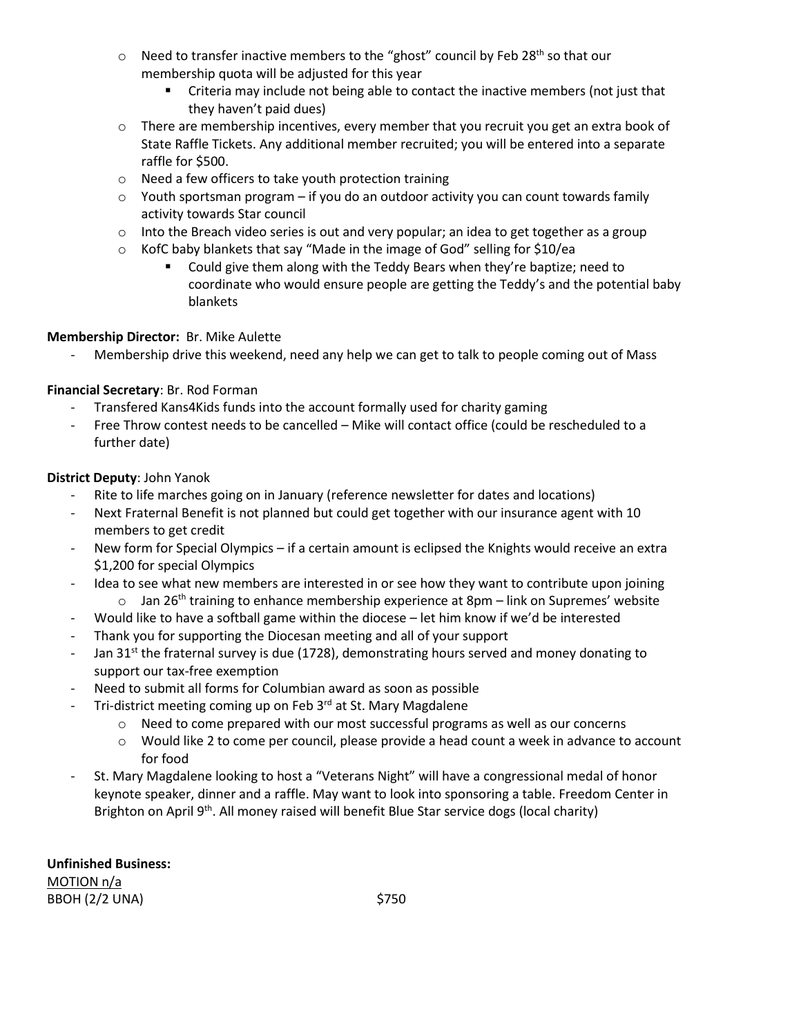- Need to transfer inactive members to the "ghost" council by Feb 28th so that our membership quota will be adjusted for this year
  - Criteria may include not being able to contact the inactive members (not just that they haven't paid dues)
- There are membership incentives, every member that you recruit you get an extra book of State Raffle Tickets. Any additional member recruited; you will be entered into a separate raffle for $500.
- Need a few officers to take youth protection training
- Youth sportsman program – if you do an outdoor activity you can count towards family activity towards Star council
- Into the Breach video series is out and very popular; an idea to get together as a group
- KofC baby blankets that say "Made in the image of God" selling for $10/ea
  - Could give them along with the Teddy Bears when they're baptize; need to coordinate who would ensure people are getting the Teddy's and the potential baby blankets

**Membership Director:** Br. Mike Aulette

- Membership drive this weekend, need any help we can get to talk to people coming out of Mass

**Financial Secretary**: Br. Rod Forman

- Transfered Kans4Kids funds into the account formally used for charity gaming
- Free Throw contest needs to be cancelled – Mike will contact office (could be rescheduled to a further date)

**District Deputy**: John Yanok

- Rite to life marches going on in January (reference newsletter for dates and locations)
- Next Fraternal Benefit is not planned but could get together with our insurance agent with 10 members to get credit
- New form for Special Olympics – if a certain amount is eclipsed the Knights would receive an extra $1,200 for special Olympics
- Idea to see what new members are interested in or see how they want to contribute upon joining
  - Jan 26th training to enhance membership experience at 8pm – link on Supremes' website
- Would like to have a softball game within the diocese – let him know if we'd be interested
- Thank you for supporting the Diocesan meeting and all of your support
- Jan 31st the fraternal survey is due (1728), demonstrating hours served and money donating to support our tax-free exemption
- Need to submit all forms for Columbian award as soon as possible
- Tri-district meeting coming up on Feb 3rd at St. Mary Magdalene
  - Need to come prepared with our most successful programs as well as our concerns
  - Would like 2 to come per council, please provide a head count a week in advance to account for food
- St. Mary Magdalene looking to host a "Veterans Night" will have a congressional medal of honor keynote speaker, dinner and a raffle. May want to look into sponsoring a table. Freedom Center in Brighton on April 9th. All money raised will benefit Blue Star service dogs (local charity)

**Unfinished Business:**

MOTION n/a

BBOH (2/2 UNA) $750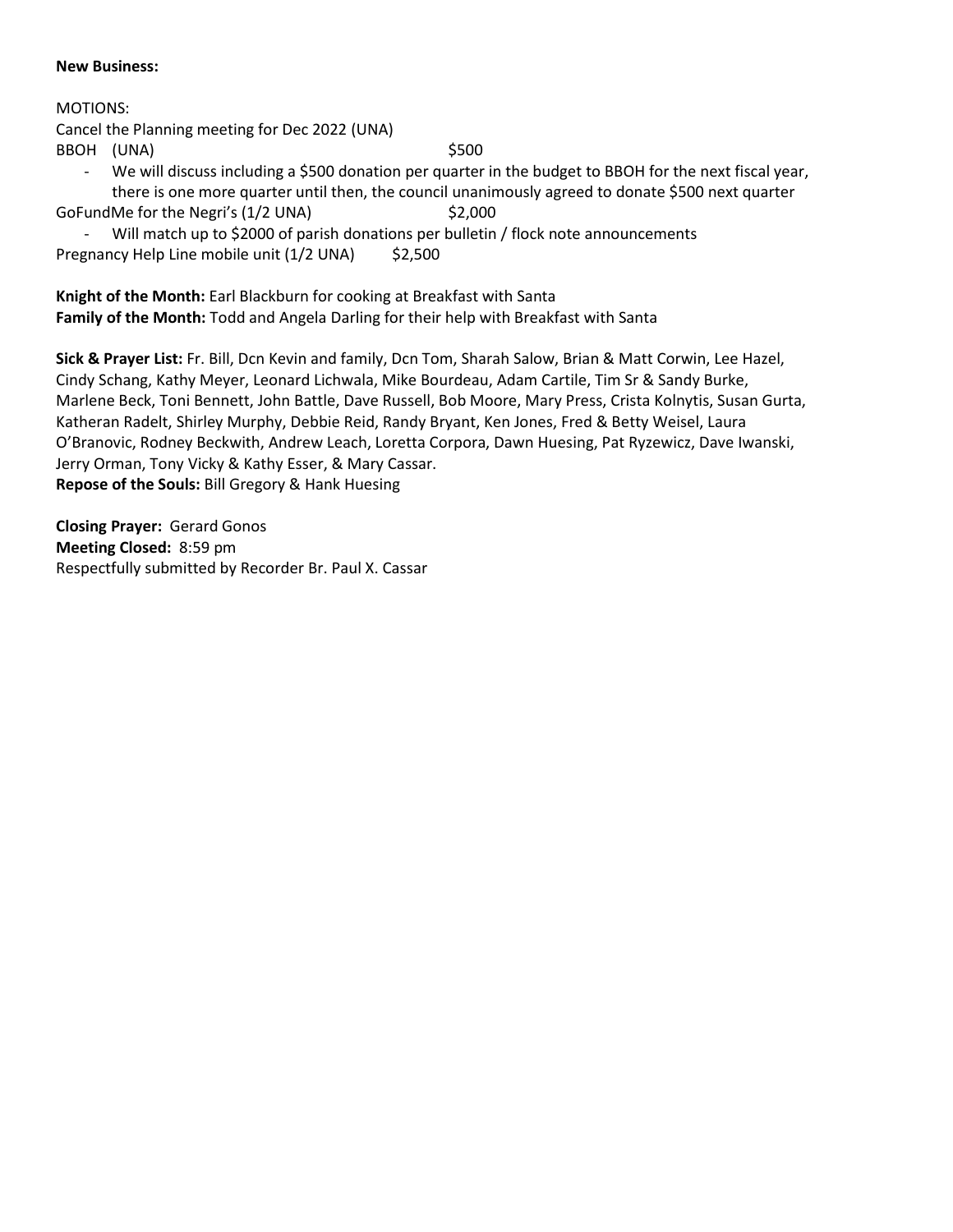**New Business:**

MOTIONS:

Cancel the Planning meeting for Dec 2022 (UNA)

BBOH (UNA) $500

- We will discuss including a $500 donation per quarter in the budget to BBOH for the next fiscal year, there is one more quarter until then, the council unanimously agreed to donate $500 next quarter

GoFundMe for the Negri's (1/2 UNA) $2,000

- Will match up to $2000 of parish donations per bulletin / flock note announcements

Pregnancy Help Line mobile unit (1/2 UNA) $2,500

**Knight of the Month:** Earl Blackburn for cooking at Breakfast with Santa
**Family of the Month:** Todd and Angela Darling for their help with Breakfast with Santa

**Sick & Prayer List:** Fr. Bill, Dcn Kevin and family, Dcn Tom, Sharah Salow, Brian & Matt Corwin, Lee Hazel, Cindy Schang, Kathy Meyer, Leonard Lichwala, Mike Bourdeau, Adam Cartile, Tim Sr & Sandy Burke, Marlene Beck, Toni Bennett, John Battle, Dave Russell, Bob Moore, Mary Press, Crista Kolnytis, Susan Gurta, Katheran Radelt, Shirley Murphy, Debbie Reid, Randy Bryant, Ken Jones, Fred & Betty Weisel, Laura O'Branovic, Rodney Beckwith, Andrew Leach, Loretta Corpora, Dawn Huesing, Pat Ryzewicz, Dave Iwanski, Jerry Orman, Tony Vicky & Kathy Esser, & Mary Cassar.
**Repose of the Souls:** Bill Gregory & Hank Huesing

**Closing Prayer:** Gerard Gonos
**Meeting Closed:** 8:59 pm
Respectfully submitted by Recorder Br. Paul X. Cassar